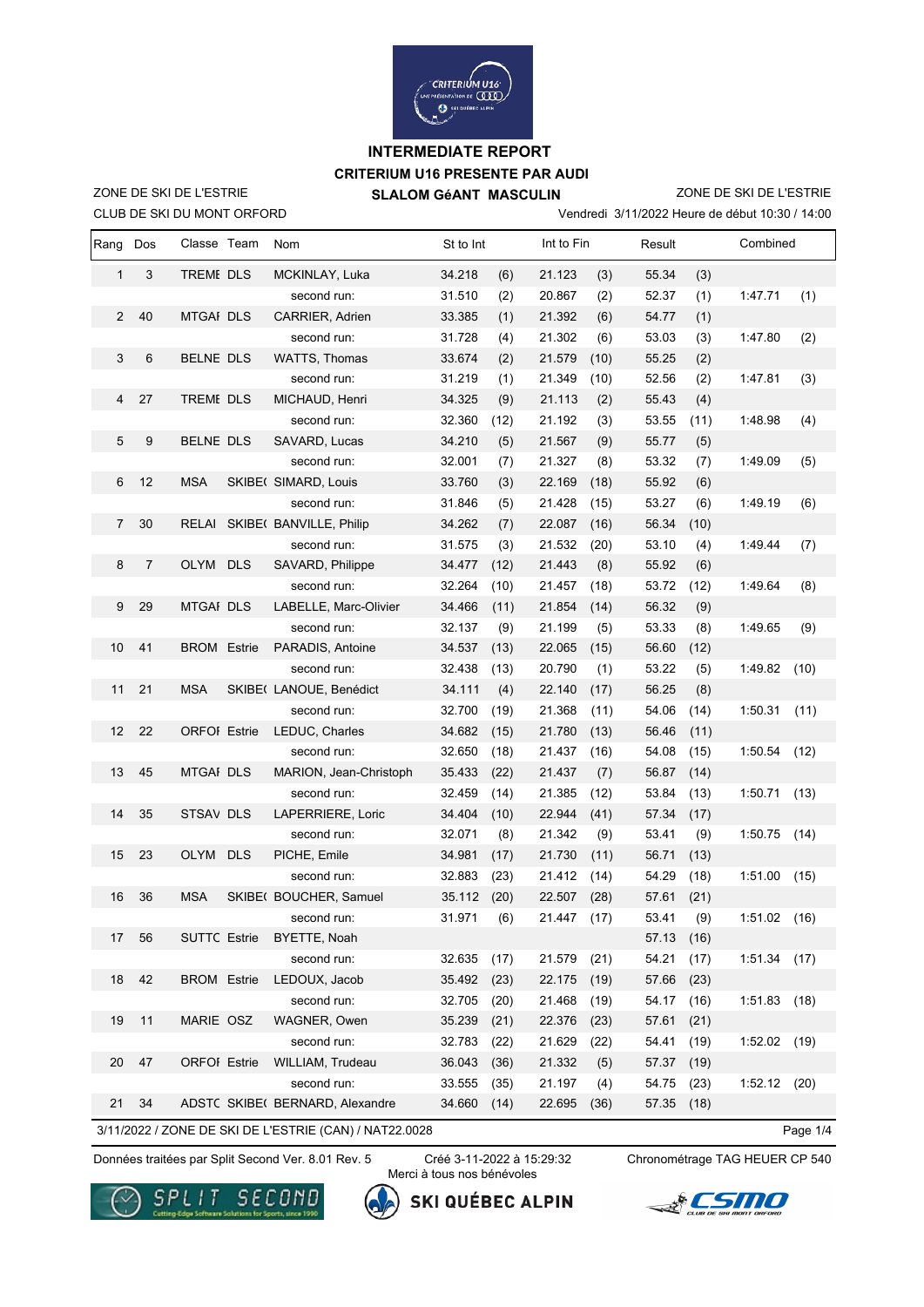# INTERMEDIATE REPORT

## CRITERIUM U16 PRESENTE PAR AUDI

### SLALOM GéANT MASCULIN

ZONE DE SKI DE L'ESTRIE
CLUB DE SKI DU MONT ORFORD

ZONE DE SKI DE L'ESTRIE
Vendredi 3/11/2022 Heure de début 10:30 / 14:00

| Rang | Dos | Classe | Team | Nom | St to Int | | Int to Fin | | Result | | Combined | |
|---|---|---|---|---|---|---|---|---|---|---|---|---|
| 1 | 3 | TREMI | DLS | MCKINLAY, Luka | 34.218 | (6) | 21.123 | (3) | 55.34 | (3) | | |
| | | | | second run: | 31.510 | (2) | 20.867 | (2) | 52.37 | (1) | 1:47.71 | (1) |
| 2 | 40 | MTGAI | DLS | CARRIER, Adrien | 33.385 | (1) | 21.392 | (6) | 54.77 | (1) | | |
| | | | | second run: | 31.728 | (4) | 21.302 | (6) | 53.03 | (3) | 1:47.80 | (2) |
| 3 | 6 | BELNE | DLS | WATTS, Thomas | 33.674 | (2) | 21.579 | (10) | 55.25 | (2) | | |
| | | | | second run: | 31.219 | (1) | 21.349 | (10) | 52.56 | (2) | 1:47.81 | (3) |
| 4 | 27 | TREMI | DLS | MICHAUD, Henri | 34.325 | (9) | 21.113 | (2) | 55.43 | (4) | | |
| | | | | second run: | 32.360 | (12) | 21.192 | (3) | 53.55 | (11) | 1:48.98 | (4) |
| 5 | 9 | BELNE | DLS | SAVARD, Lucas | 34.210 | (5) | 21.567 | (9) | 55.77 | (5) | | |
| | | | | second run: | 32.001 | (7) | 21.327 | (8) | 53.32 | (7) | 1:49.09 | (5) |
| 6 | 12 | MSA | SKIBE( | SIMARD, Louis | 33.760 | (3) | 22.169 | (18) | 55.92 | (6) | | |
| | | | | second run: | 31.846 | (5) | 21.428 | (15) | 53.27 | (6) | 1:49.19 | (6) |
| 7 | 30 | RELAI | SKIBE( | BANVILLE, Philip | 34.262 | (7) | 22.087 | (16) | 56.34 | (10) | | |
| | | | | second run: | 31.575 | (3) | 21.532 | (20) | 53.10 | (4) | 1:49.44 | (7) |
| 8 | 7 | OLYM | DLS | SAVARD, Philippe | 34.477 | (12) | 21.443 | (8) | 55.92 | (6) | | |
| | | | | second run: | 32.264 | (10) | 21.457 | (18) | 53.72 | (12) | 1:49.64 | (8) |
| 9 | 29 | MTGAI | DLS | LABELLE, Marc-Olivier | 34.466 | (11) | 21.854 | (14) | 56.32 | (9) | | |
| | | | | second run: | 32.137 | (9) | 21.199 | (5) | 53.33 | (8) | 1:49.65 | (9) |
| 10 | 41 | BROM | Estrie | PARADIS, Antoine | 34.537 | (13) | 22.065 | (15) | 56.60 | (12) | | |
| | | | | second run: | 32.438 | (13) | 20.790 | (1) | 53.22 | (5) | 1:49.82 | (10) |
| 11 | 21 | MSA | SKIBE( | LANOUE, Benédict | 34.111 | (4) | 22.140 | (17) | 56.25 | (8) | | |
| | | | | second run: | 32.700 | (19) | 21.368 | (11) | 54.06 | (14) | 1:50.31 | (11) |
| 12 | 22 | ORFOI | Estrie | LEDUC, Charles | 34.682 | (15) | 21.780 | (13) | 56.46 | (11) | | |
| | | | | second run: | 32.650 | (18) | 21.437 | (16) | 54.08 | (15) | 1:50.54 | (12) |
| 13 | 45 | MTGAI | DLS | MARION, Jean-Christoph | 35.433 | (22) | 21.437 | (7) | 56.87 | (14) | | |
| | | | | second run: | 32.459 | (14) | 21.385 | (12) | 53.84 | (13) | 1:50.71 | (13) |
| 14 | 35 | STSAV | DLS | LAPERRIERE, Loric | 34.404 | (10) | 22.944 | (41) | 57.34 | (17) | | |
| | | | | second run: | 32.071 | (8) | 21.342 | (9) | 53.41 | (9) | 1:50.75 | (14) |
| 15 | 23 | OLYM | DLS | PICHE, Emile | 34.981 | (17) | 21.730 | (11) | 56.71 | (13) | | |
| | | | | second run: | 32.883 | (23) | 21.412 | (14) | 54.29 | (18) | 1:51.00 | (15) |
| 16 | 36 | MSA | SKIBE( | BOUCHER, Samuel | 35.112 | (20) | 22.507 | (28) | 57.61 | (21) | | |
| | | | | second run: | 31.971 | (6) | 21.447 | (17) | 53.41 | (9) | 1:51.02 | (16) |
| 17 | 56 | SUTTC | Estrie | BYETTE, Noah | | | | | 57.13 | (16) | | |
| | | | | second run: | 32.635 | (17) | 21.579 | (21) | 54.21 | (17) | 1:51.34 | (17) |
| 18 | 42 | BROM | Estrie | LEDOUX, Jacob | 35.492 | (23) | 22.175 | (19) | 57.66 | (23) | | |
| | | | | second run: | 32.705 | (20) | 21.468 | (19) | 54.17 | (16) | 1:51.83 | (18) |
| 19 | 11 | MARIE | OSZ | WAGNER, Owen | 35.239 | (21) | 22.376 | (23) | 57.61 | (21) | | |
| | | | | second run: | 32.783 | (22) | 21.629 | (22) | 54.41 | (19) | 1:52.02 | (19) |
| 20 | 47 | ORFOI | Estrie | WILLIAM, Trudeau | 36.043 | (36) | 21.332 | (5) | 57.37 | (19) | | |
| | | | | second run: | 33.555 | (35) | 21.197 | (4) | 54.75 | (23) | 1:52.12 | (20) |
| 21 | 34 | ADSTC | SKIBE( | BERNARD, Alexandre | 34.660 | (14) | 22.695 | (36) | 57.35 | (18) | | |

3/11/2022 / ZONE DE SKI DE L'ESTRIE (CAN) / NAT22.0028

Données traitées par Split Second Ver. 8.01 Rev. 5 — Créé 3-11-2022 à 15:29:32 — Chronométrage TAG HEUER CP 540
Merci à tous nos bénévoles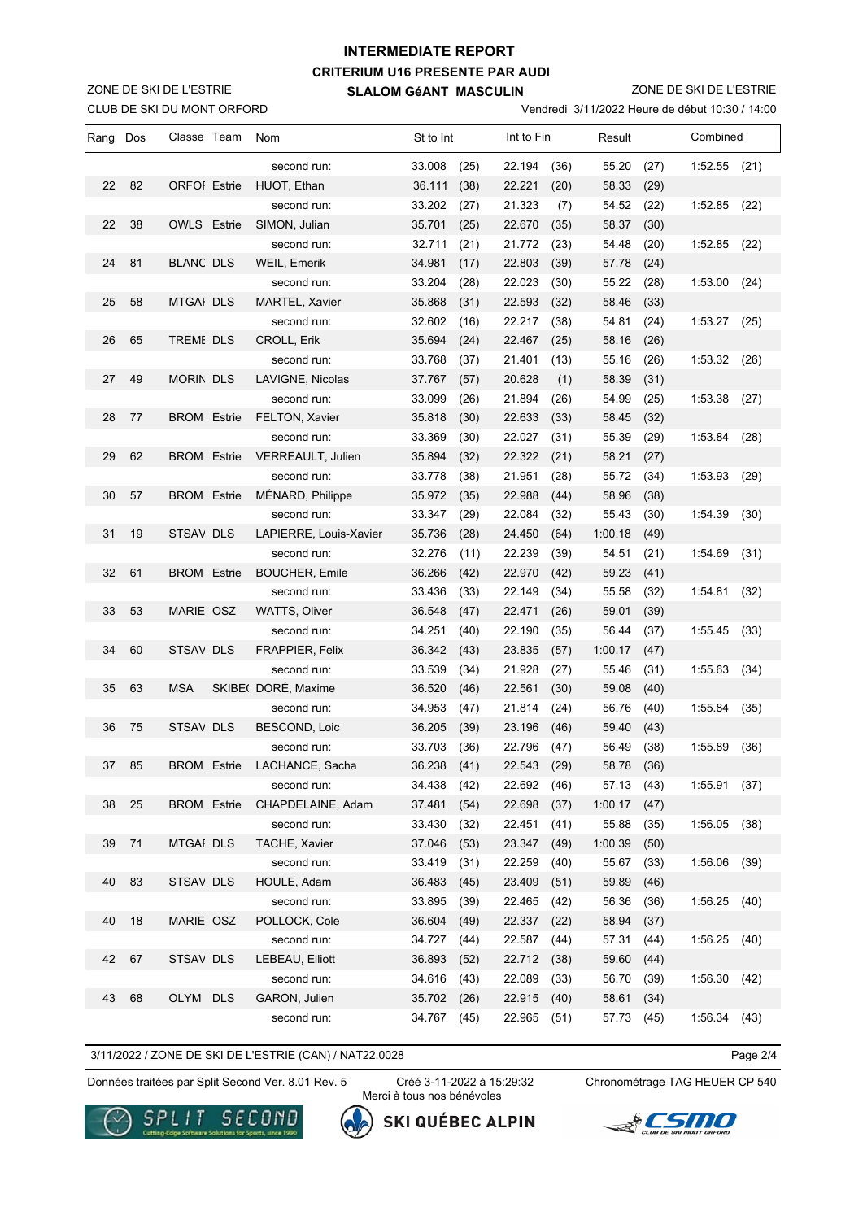# INTERMEDIATE REPORT

## CRITERIUM U16 PRESENTE PAR AUDI

### SLALOM GéANT MASCULIN

ZONE DE SKI DE L'ESTRIE
CLUB DE SKI DU MONT ORFORD

ZONE DE SKI DE L'ESTRIE
Vendredi 3/11/2022 Heure de début 10:30 / 14:00

| Rang | Dos | Classe | Team | Nom | St to Int | | Int to Fin | | Result | | Combined | |
|---|---|---|---|---|---|---|---|---|---|---|---|---|
| | | | | second run: | 33.008 | (25) | 22.194 | (36) | 55.20 | (27) | 1:52.55 | (21) |
| 22 | 82 | ORFOI | Estrie | HUOT, Ethan | 36.111 | (38) | 22.221 | (20) | 58.33 | (29) | | |
| | | | | second run: | 33.202 | (27) | 21.323 | (7) | 54.52 | (22) | 1:52.85 | (22) |
| 22 | 38 | OWLS | Estrie | SIMON, Julian | 35.701 | (25) | 22.670 | (35) | 58.37 | (30) | | |
| | | | | second run: | 32.711 | (21) | 21.772 | (23) | 54.48 | (20) | 1:52.85 | (22) |
| 24 | 81 | BLANC | DLS | WEIL, Emerik | 34.981 | (17) | 22.803 | (39) | 57.78 | (24) | | |
| | | | | second run: | 33.204 | (28) | 22.023 | (30) | 55.22 | (28) | 1:53.00 | (24) |
| 25 | 58 | MTGAI | DLS | MARTEL, Xavier | 35.868 | (31) | 22.593 | (32) | 58.46 | (33) | | |
| | | | | second run: | 32.602 | (16) | 22.217 | (38) | 54.81 | (24) | 1:53.27 | (25) |
| 26 | 65 | TREME | DLS | CROLL, Erik | 35.694 | (24) | 22.467 | (25) | 58.16 | (26) | | |
| | | | | second run: | 33.768 | (37) | 21.401 | (13) | 55.16 | (26) | 1:53.32 | (26) |
| 27 | 49 | MORIN | DLS | LAVIGNE, Nicolas | 37.767 | (57) | 20.628 | (1) | 58.39 | (31) | | |
| | | | | second run: | 33.099 | (26) | 21.894 | (26) | 54.99 | (25) | 1:53.38 | (27) |
| 28 | 77 | BROM | Estrie | FELTON, Xavier | 35.818 | (30) | 22.633 | (33) | 58.45 | (32) | | |
| | | | | second run: | 33.369 | (30) | 22.027 | (31) | 55.39 | (29) | 1:53.84 | (28) |
| 29 | 62 | BROM | Estrie | VERREAULT, Julien | 35.894 | (32) | 22.322 | (21) | 58.21 | (27) | | |
| | | | | second run: | 33.778 | (38) | 21.951 | (28) | 55.72 | (34) | 1:53.93 | (29) |
| 30 | 57 | BROM | Estrie | MÉNARD, Philippe | 35.972 | (35) | 22.988 | (44) | 58.96 | (38) | | |
| | | | | second run: | 33.347 | (29) | 22.084 | (32) | 55.43 | (30) | 1:54.39 | (30) |
| 31 | 19 | STSAV | DLS | LAPIERRE, Louis-Xavier | 35.736 | (28) | 24.450 | (64) | 1:00.18 | (49) | | |
| | | | | second run: | 32.276 | (11) | 22.239 | (39) | 54.51 | (21) | 1:54.69 | (31) |
| 32 | 61 | BROM | Estrie | BOUCHER, Emile | 36.266 | (42) | 22.970 | (42) | 59.23 | (41) | | |
| | | | | second run: | 33.436 | (33) | 22.149 | (34) | 55.58 | (32) | 1:54.81 | (32) |
| 33 | 53 | MARIE | OSZ | WATTS, Oliver | 36.548 | (47) | 22.471 | (26) | 59.01 | (39) | | |
| | | | | second run: | 34.251 | (40) | 22.190 | (35) | 56.44 | (37) | 1:55.45 | (33) |
| 34 | 60 | STSAV | DLS | FRAPPIER, Felix | 36.342 | (43) | 23.835 | (57) | 1:00.17 | (47) | | |
| | | | | second run: | 33.539 | (34) | 21.928 | (27) | 55.46 | (31) | 1:55.63 | (34) |
| 35 | 63 | MSA | SKIBE( | DORÉ, Maxime | 36.520 | (46) | 22.561 | (30) | 59.08 | (40) | | |
| | | | | second run: | 34.953 | (47) | 21.814 | (24) | 56.76 | (40) | 1:55.84 | (35) |
| 36 | 75 | STSAV | DLS | BESCOND, Loic | 36.205 | (39) | 23.196 | (46) | 59.40 | (43) | | |
| | | | | second run: | 33.703 | (36) | 22.796 | (47) | 56.49 | (38) | 1:55.89 | (36) |
| 37 | 85 | BROM | Estrie | LACHANCE, Sacha | 36.238 | (41) | 22.543 | (29) | 58.78 | (36) | | |
| | | | | second run: | 34.438 | (42) | 22.692 | (46) | 57.13 | (43) | 1:55.91 | (37) |
| 38 | 25 | BROM | Estrie | CHAPDELAINE, Adam | 37.481 | (54) | 22.698 | (37) | 1:00.17 | (47) | | |
| | | | | second run: | 33.430 | (32) | 22.451 | (41) | 55.88 | (35) | 1:56.05 | (38) |
| 39 | 71 | MTGAI | DLS | TACHE, Xavier | 37.046 | (53) | 23.347 | (49) | 1:00.39 | (50) | | |
| | | | | second run: | 33.419 | (31) | 22.259 | (40) | 55.67 | (33) | 1:56.06 | (39) |
| 40 | 83 | STSAV | DLS | HOULE, Adam | 36.483 | (45) | 23.409 | (51) | 59.89 | (46) | | |
| | | | | second run: | 33.895 | (39) | 22.465 | (42) | 56.36 | (36) | 1:56.25 | (40) |
| 40 | 18 | MARIE | OSZ | POLLOCK, Cole | 36.604 | (49) | 22.337 | (22) | 58.94 | (37) | | |
| | | | | second run: | 34.727 | (44) | 22.587 | (44) | 57.31 | (44) | 1:56.25 | (40) |
| 42 | 67 | STSAV | DLS | LEBEAU, Elliott | 36.893 | (52) | 22.712 | (38) | 59.60 | (44) | | |
| | | | | second run: | 34.616 | (43) | 22.089 | (33) | 56.70 | (39) | 1:56.30 | (42) |
| 43 | 68 | OLYM | DLS | GARON, Julien | 35.702 | (26) | 22.915 | (40) | 58.61 | (34) | | |
| | | | | second run: | 34.767 | (45) | 22.965 | (51) | 57.73 | (45) | 1:56.34 | (43) |

3/11/2022 / ZONE DE SKI DE L'ESTRIE (CAN) / NAT22.0028

Données traitées par Split Second Ver. 8.01 Rev. 5 — Créé 3-11-2022 à 15:29:32 — Merci à tous nos bénévoles — Chronométrage TAG HEUER CP 540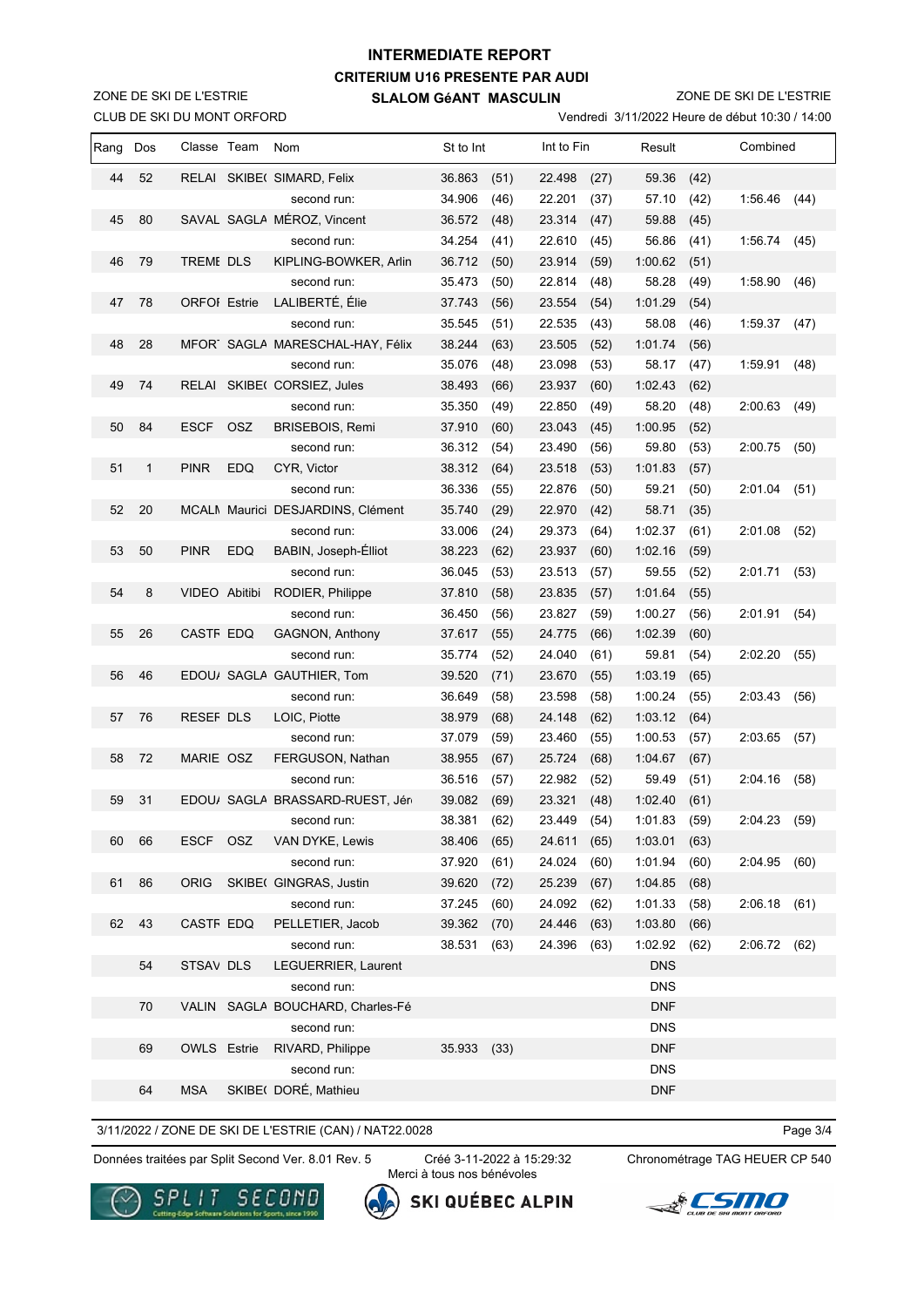# INTERMEDIATE REPORT

## CRITERIUM U16 PRESENTE PAR AUDI

### SLALOM GéANT MASCULIN

ZONE DE SKI DE L'ESTRIE
CLUB DE SKI DU MONT ORFORD

ZONE DE SKI DE L'ESTRIE
Vendredi 3/11/2022 Heure de début 10:30 / 14:00

| Rang | Dos | Classe | Team | Nom | St to Int | | Int to Fin | | Result | | Combined | |
|---|---|---|---|---|---|---|---|---|---|---|---|---|
| 44 | 52 | RELAI | SKIBE( | SIMARD, Felix | 36.863 | (51) | 22.498 | (27) | 59.36 | (42) | | |
| | | | | second run: | 34.906 | (46) | 22.201 | (37) | 57.10 | (42) | 1:56.46 | (44) |
| 45 | 80 | SAVAL | SAGLA | MÉROZ, Vincent | 36.572 | (48) | 23.314 | (47) | 59.88 | (45) | | |
| | | | | second run: | 34.254 | (41) | 22.610 | (45) | 56.86 | (41) | 1:56.74 | (45) |
| 46 | 79 | TREMI | DLS | KIPLING-BOWKER, Arlin | 36.712 | (50) | 23.914 | (59) | 1:00.62 | (51) | | |
| | | | | second run: | 35.473 | (50) | 22.814 | (48) | 58.28 | (49) | 1:58.90 | (46) |
| 47 | 78 | ORFOI | Estrie | LALIBERTÉ, Élie | 37.743 | (56) | 23.554 | (54) | 1:01.29 | (54) | | |
| | | | | second run: | 35.545 | (51) | 22.535 | (43) | 58.08 | (46) | 1:59.37 | (47) |
| 48 | 28 | MFOR | SAGLA | MARESCHAL-HAY, Félix | 38.244 | (63) | 23.505 | (52) | 1:01.74 | (56) | | |
| | | | | second run: | 35.076 | (48) | 23.098 | (53) | 58.17 | (47) | 1:59.91 | (48) |
| 49 | 74 | RELAI | SKIBE( | CORSIEZ, Jules | 38.493 | (66) | 23.937 | (60) | 1:02.43 | (62) | | |
| | | | | second run: | 35.350 | (49) | 22.850 | (49) | 58.20 | (48) | 2:00.63 | (49) |
| 50 | 84 | ESCF | OSZ | BRISEBOIS, Remi | 37.910 | (60) | 23.043 | (45) | 1:00.95 | (52) | | |
| | | | | second run: | 36.312 | (54) | 23.490 | (56) | 59.80 | (53) | 2:00.75 | (50) |
| 51 | 1 | PINR | EDQ | CYR, Victor | 38.312 | (64) | 23.518 | (53) | 1:01.83 | (57) | | |
| | | | | second run: | 36.336 | (55) | 22.876 | (50) | 59.21 | (50) | 2:01.04 | (51) |
| 52 | 20 | MCALI | Maurici | DESJARDINS, Clément | 35.740 | (29) | 22.970 | (42) | 58.71 | (35) | | |
| | | | | second run: | 33.006 | (24) | 29.373 | (64) | 1:02.37 | (61) | 2:01.08 | (52) |
| 53 | 50 | PINR | EDQ | BABIN, Joseph-Élliot | 38.223 | (62) | 23.937 | (60) | 1:02.16 | (59) | | |
| | | | | second run: | 36.045 | (53) | 23.513 | (57) | 59.55 | (52) | 2:01.71 | (53) |
| 54 | 8 | VIDEO | Abitibi | RODIER, Philippe | 37.810 | (58) | 23.835 | (57) | 1:01.64 | (55) | | |
| | | | | second run: | 36.450 | (56) | 23.827 | (59) | 1:00.27 | (56) | 2:01.91 | (54) |
| 55 | 26 | CASTF | EDQ | GAGNON, Anthony | 37.617 | (55) | 24.775 | (66) | 1:02.39 | (60) | | |
| | | | | second run: | 35.774 | (52) | 24.040 | (61) | 59.81 | (54) | 2:02.20 | (55) |
| 56 | 46 | EDOU/ | SAGLA | GAUTHIER, Tom | 39.520 | (71) | 23.670 | (55) | 1:03.19 | (65) | | |
| | | | | second run: | 36.649 | (58) | 23.598 | (58) | 1:00.24 | (55) | 2:03.43 | (56) |
| 57 | 76 | RESEF | DLS | LOIC, Piotte | 38.979 | (68) | 24.148 | (62) | 1:03.12 | (64) | | |
| | | | | second run: | 37.079 | (59) | 23.460 | (55) | 1:00.53 | (57) | 2:03.65 | (57) |
| 58 | 72 | MARIE | OSZ | FERGUSON, Nathan | 38.955 | (67) | 25.724 | (68) | 1:04.67 | (67) | | |
| | | | | second run: | 36.516 | (57) | 22.982 | (52) | 59.49 | (51) | 2:04.16 | (58) |
| 59 | 31 | EDOU/ | SAGLA | BRASSARD-RUEST, Jér | 39.082 | (69) | 23.321 | (48) | 1:02.40 | (61) | | |
| | | | | second run: | 38.381 | (62) | 23.449 | (54) | 1:01.83 | (59) | 2:04.23 | (59) |
| 60 | 66 | ESCF | OSZ | VAN DYKE, Lewis | 38.406 | (65) | 24.611 | (65) | 1:03.01 | (63) | | |
| | | | | second run: | 37.920 | (61) | 24.024 | (60) | 1:01.94 | (60) | 2:04.95 | (60) |
| 61 | 86 | ORIG | SKIBE( | GINGRAS, Justin | 39.620 | (72) | 25.239 | (67) | 1:04.85 | (68) | | |
| | | | | second run: | 37.245 | (60) | 24.092 | (62) | 1:01.33 | (58) | 2:06.18 | (61) |
| 62 | 43 | CASTF | EDQ | PELLETIER, Jacob | 39.362 | (70) | 24.446 | (63) | 1:03.80 | (66) | | |
| | | | | second run: | 38.531 | (63) | 24.396 | (63) | 1:02.92 | (62) | 2:06.72 | (62) |
| | 54 | STSAV | DLS | LEGUERRIER, Laurent | | | | | DNS | | | |
| | | | | second run: | | | | | DNS | | | |
| | 70 | VALIN | SAGLA | BOUCHARD, Charles-Fé | | | | | DNF | | | |
| | | | | second run: | | | | | DNS | | | |
| | 69 | OWLS | Estrie | RIVARD, Philippe | 35.933 | (33) | | | DNF | | | |
| | | | | second run: | | | | | DNS | | | |
| | 64 | MSA | SKIBE( | DORÉ, Mathieu | | | | | DNF | | | |

3/11/2022 / ZONE DE SKI DE L'ESTRIE (CAN) / NAT22.0028

Données traitées par Split Second Ver. 8.01 Rev. 5 — Créé 3-11-2022 à 15:29:32 — Merci à tous nos bénévoles — Chronométrage TAG HEUER CP 540

SKI QUÉBEC ALPIN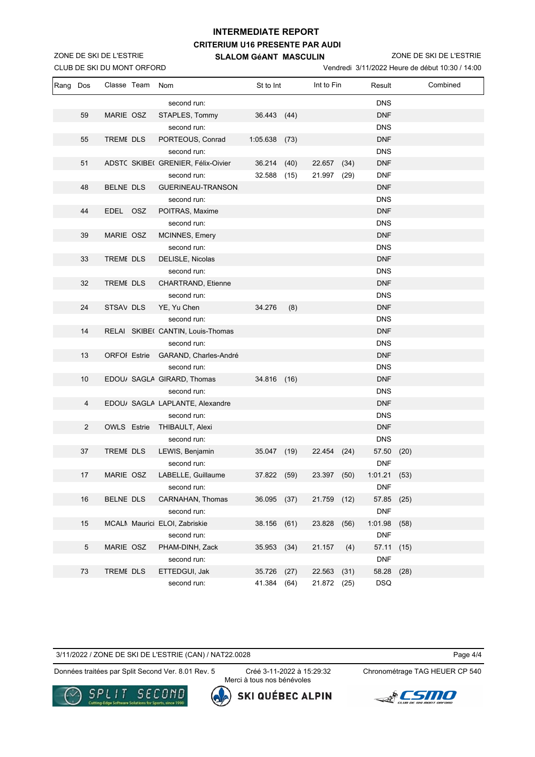# INTERMEDIATE REPORT

## CRITERIUM U16 PRESENTE PAR AUDI

### SLALOM GéANT MASCULIN

ZONE DE SKI DE L'ESTRIE
CLUB DE SKI DU MONT ORFORD

ZONE DE SKI DE L'ESTRIE
Vendredi 3/11/2022 Heure de début 10:30 / 14:00

| Rang | Dos | Classe | Team | Nom | St to Int | | Int to Fin | | Result | | Combined |
|---|---|---|---|---|---|---|---|---|---|---|---|
| | | | | second run: | | | | | DNS | | |
| | 59 | MARIE | OSZ | STAPLES, Tommy | 36.443 | (44) | | | DNF | | |
| | | | | second run: | | | | | DNS | | |
| | 55 | TREME | DLS | PORTEOUS, Conrad | 1:05.638 | (73) | | | DNF | | |
| | | | | second run: | | | | | DNS | | |
| | 51 | ADSTC | SKIBE( | GRENIER, Félix-Oivier | 36.214 | (40) | 22.657 | (34) | DNF | | |
| | | | | second run: | 32.588 | (15) | 21.997 | (29) | DNF | | |
| | 48 | BELNE | DLS | GUERINEAU-TRANSON | | | | | DNF | | |
| | | | | second run: | | | | | DNS | | |
| | 44 | EDEL | OSZ | POITRAS, Maxime | | | | | DNF | | |
| | | | | second run: | | | | | DNS | | |
| | 39 | MARIE | OSZ | MCINNES, Emery | | | | | DNF | | |
| | | | | second run: | | | | | DNS | | |
| | 33 | TREME | DLS | DELISLE, Nicolas | | | | | DNF | | |
| | | | | second run: | | | | | DNS | | |
| | 32 | TREME | DLS | CHARTRAND, Etienne | | | | | DNF | | |
| | | | | second run: | | | | | DNS | | |
| | 24 | STSAV | DLS | YE, Yu Chen | 34.276 | (8) | | | DNF | | |
| | | | | second run: | | | | | DNS | | |
| | 14 | RELAI | SKIBE( | CANTIN, Louis-Thomas | | | | | DNF | | |
| | | | | second run: | | | | | DNS | | |
| | 13 | ORFOI | Estrie | GARAND, Charles-André | | | | | DNF | | |
| | | | | second run: | | | | | DNS | | |
| | 10 | EDOU/ | SAGLA | GIRARD, Thomas | 34.816 | (16) | | | DNF | | |
| | | | | second run: | | | | | DNS | | |
| | 4 | EDOU/ | SAGLA | LAPLANTE, Alexandre | | | | | DNF | | |
| | | | | second run: | | | | | DNS | | |
| | 2 | OWLS | Estrie | THIBAULT, Alexi | | | | | DNF | | |
| | | | | second run: | | | | | DNS | | |
| | 37 | TREME | DLS | LEWIS, Benjamin | 35.047 | (19) | 22.454 | (24) | 57.50 | (20) | |
| | | | | second run: | | | | | DNF | | |
| | 17 | MARIE | OSZ | LABELLE, Guillaume | 37.822 | (59) | 23.397 | (50) | 1:01.21 | (53) | |
| | | | | second run: | | | | | DNF | | |
| | 16 | BELNE | DLS | CARNAHAN, Thomas | 36.095 | (37) | 21.759 | (12) | 57.85 | (25) | |
| | | | | second run: | | | | | DNF | | |
| | 15 | MCALI | Maurici | ELOI, Zabriskie | 38.156 | (61) | 23.828 | (56) | 1:01.98 | (58) | |
| | | | | second run: | | | | | DNF | | |
| | 5 | MARIE | OSZ | PHAM-DINH, Zack | 35.953 | (34) | 21.157 | (4) | 57.11 | (15) | |
| | | | | second run: | | | | | DNF | | |
| | 73 | TREME | DLS | ETTEDGUI, Jak | 35.726 | (27) | 22.563 | (31) | 58.28 | (28) | |
| | | | | second run: | 41.384 | (64) | 21.872 | (25) | DSQ | | |

3/11/2022 / ZONE DE SKI DE L'ESTRIE (CAN) / NAT22.0028

Données traitées par Split Second Ver. 8.01 Rev. 5 — Créé 3-11-2022 à 15:29:32 — Chronométrage TAG HEUER CP 540

Merci à tous nos bénévoles

SKI QUÉBEC ALPIN